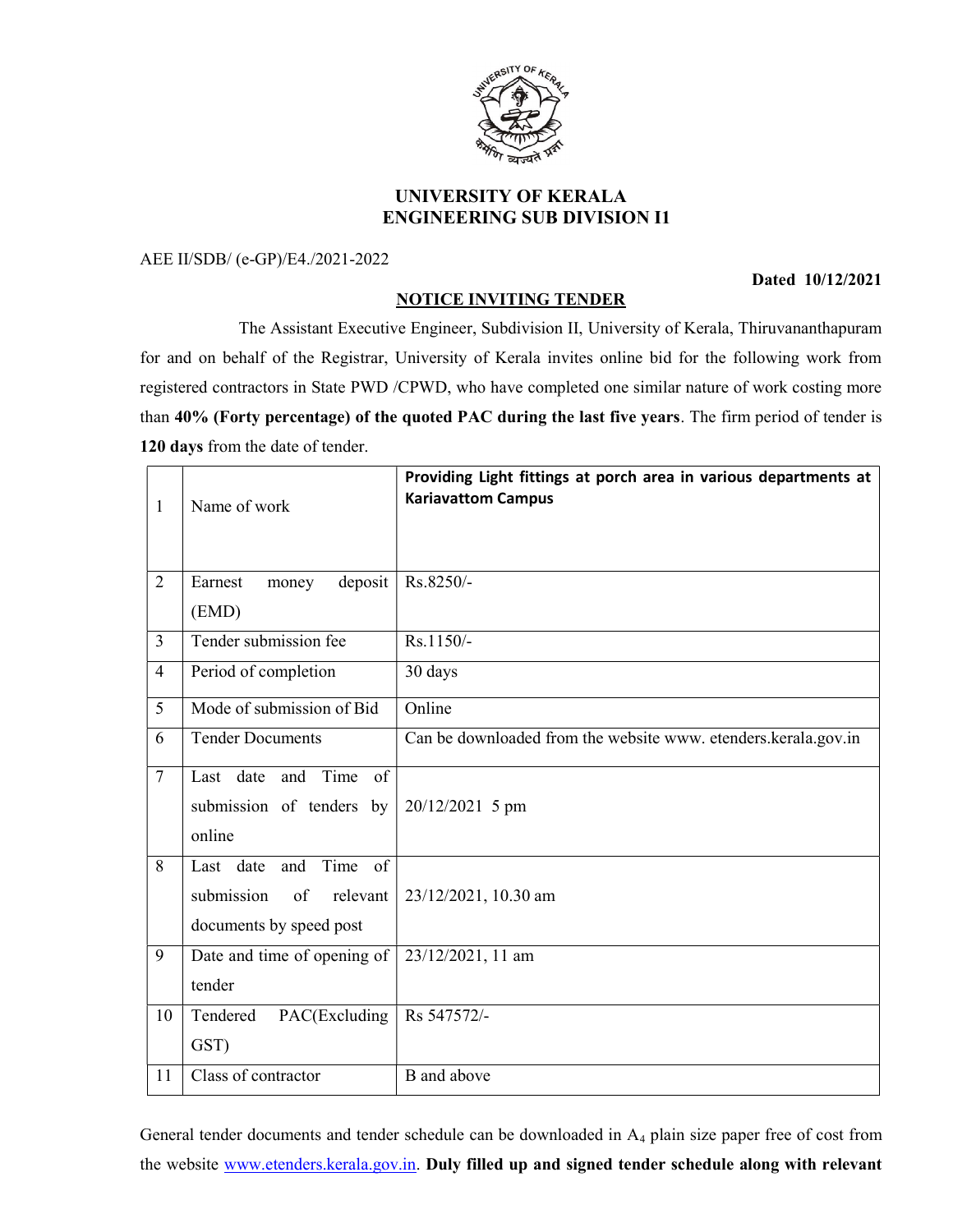# UNIVERSITY OF KERALA
## ENGINEERING SUB DIVISION I1

AEE II/SDB/ (e-GP)/E4./2021-2022

**Dated 10/12/2021**

**NOTICE INVITING TENDER**

The Assistant Executive Engineer, Subdivision II, University of Kerala, Thiruvananthapuram for and on behalf of the Registrar, University of Kerala invites online bid for the following work from registered contractors in State PWD /CPWD, who have completed one similar nature of work costing more than **40% (Forty percentage) of the quoted PAC during the last five years**. The firm period of tender is **120 days** from the date of tender.

| | | |
|---|---|---|
| 1 | Name of work | **Providing Light fittings at porch area in various departments at Kariavattom Campus** |
| 2 | Earnest money deposit (EMD) | Rs.8250/- |
| 3 | Tender submission fee | Rs.1150/- |
| 4 | Period of completion | 30 days |
| 5 | Mode of submission of Bid | Online |
| 6 | Tender Documents | Can be downloaded from the website www. etenders.kerala.gov.in |
| 7 | Last date and Time of submission of tenders by online | 20/12/2021 5 pm |
| 8 | Last date and Time of submission of relevant documents by speed post | 23/12/2021, 10.30 am |
| 9 | Date and time of opening of tender | 23/12/2021, 11 am |
| 10 | Tendered PAC(Excluding GST) | Rs 547572/- |
| 11 | Class of contractor | B and above |

General tender documents and tender schedule can be downloaded in $A_4$ plain size paper free of cost from the website www.etenders.kerala.gov.in. **Duly filled up and signed tender schedule along with relevant**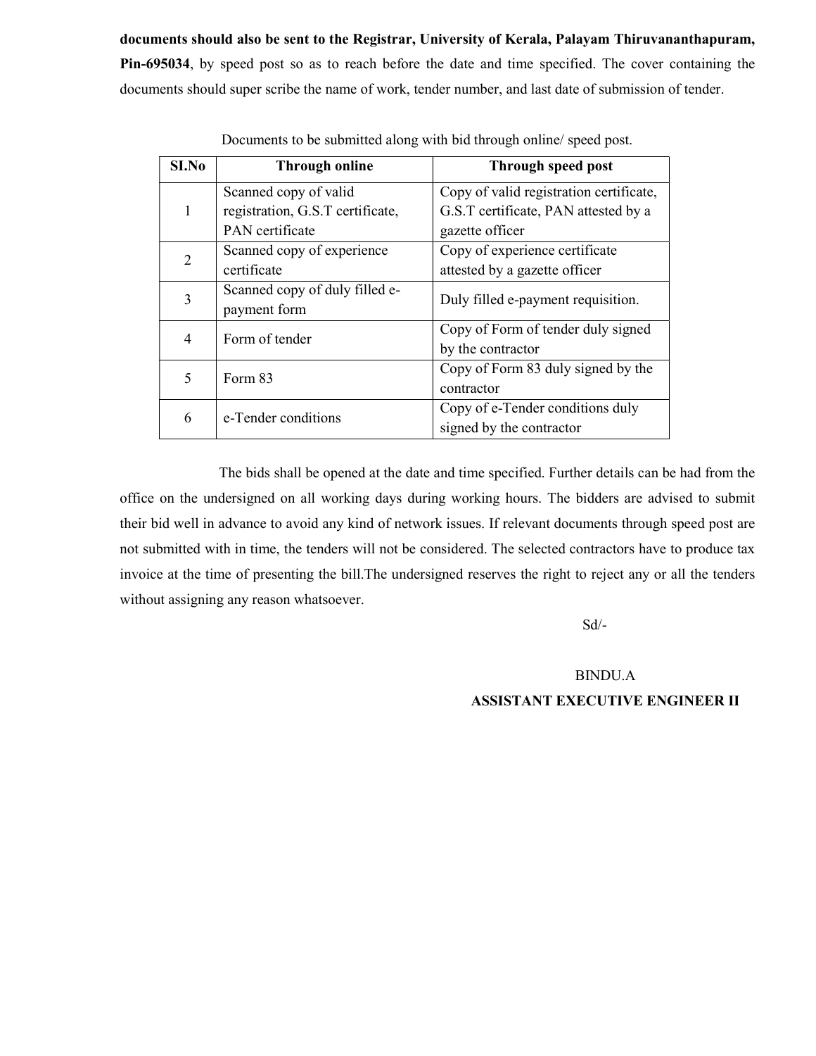**documents should also be sent to the Registrar, University of Kerala, Palayam Thiruvananthapuram, Pin-695034**, by speed post so as to reach before the date and time specified. The cover containing the documents should super scribe the name of work, tender number, and last date of submission of tender.

Documents to be submitted along with bid through online/ speed post.

| SI.No | Through online | Through speed post |
|---|---|---|
| 1 | Scanned copy of valid registration, G.S.T certificate, PAN certificate | Copy of valid registration certificate, G.S.T certificate, PAN attested by a gazette officer |
| 2 | Scanned copy of experience certificate | Copy of experience certificate attested by a gazette officer |
| 3 | Scanned copy of duly filled e-payment form | Duly filled e-payment requisition. |
| 4 | Form of tender | Copy of Form of tender duly signed by the contractor |
| 5 | Form 83 | Copy of Form 83 duly signed by the contractor |
| 6 | e-Tender conditions | Copy of e-Tender conditions duly signed by the contractor |

The bids shall be opened at the date and time specified. Further details can be had from the office on the undersigned on all working days during working hours. The bidders are advised to submit their bid well in advance to avoid any kind of network issues. If relevant documents through speed post are not submitted with in time, the tenders will not be considered. The selected contractors have to produce tax invoice at the time of presenting the bill.The undersigned reserves the right to reject any or all the tenders without assigning any reason whatsoever.

Sd/-

BINDU.A

**ASSISTANT EXECUTIVE ENGINEER II**